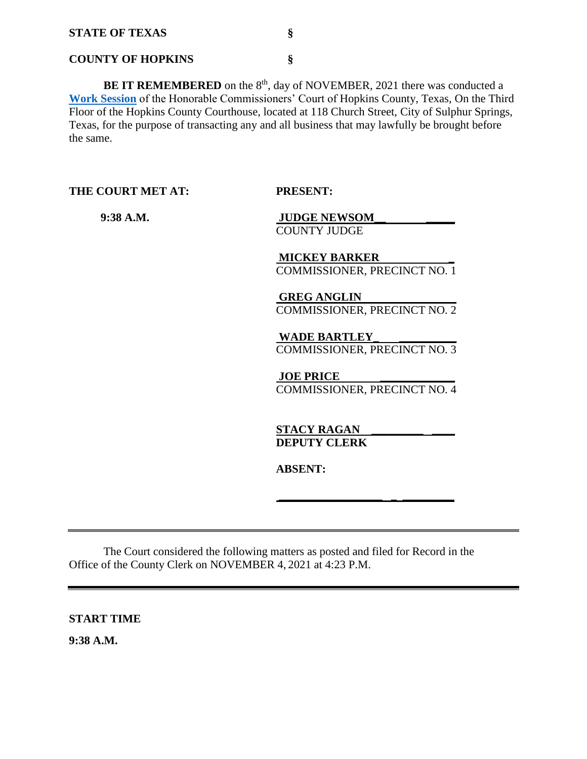**STATE OF TEXAS §**

**COUNTY OF HOPKINS §**

**BE IT REMEMBERED** on the 8th, day of NOVEMBER, 2021 there was conducted a **Work Session** of the Honorable Commissioners' Court of Hopkins County, Texas, On the Third Floor of the Hopkins County Courthouse, located at 118 Church Street, City of Sulphur Springs, Texas, for the purpose of transacting any and all business that may lawfully be brought before the same.

| **THE COURT MET AT:** | **PRESENT:** |
|---|---|
| **9:38 A.M.** | **JUDGE NEWSOM** <br> COUNTY JUDGE |
| | **MICKEY BARKER** <br> COMMISSIONER, PRECINCT NO. 1 |
| | **GREG ANGLIN** <br> COMMISSIONER, PRECINCT NO. 2 |
| | **WADE BARTLEY** <br> COMMISSIONER, PRECINCT NO. 3 |
| | **JOE PRICE** <br> COMMISSIONER, PRECINCT NO. 4 |
| | **STACY RAGAN** <br> **DEPUTY CLERK** |
| | **ABSENT:** |

---

The Court considered the following matters as posted and filed for Record in the Office of the County Clerk on NOVEMBER 4, 2021 at 4:23 P.M.

---

**START TIME**

**9:38 A.M.**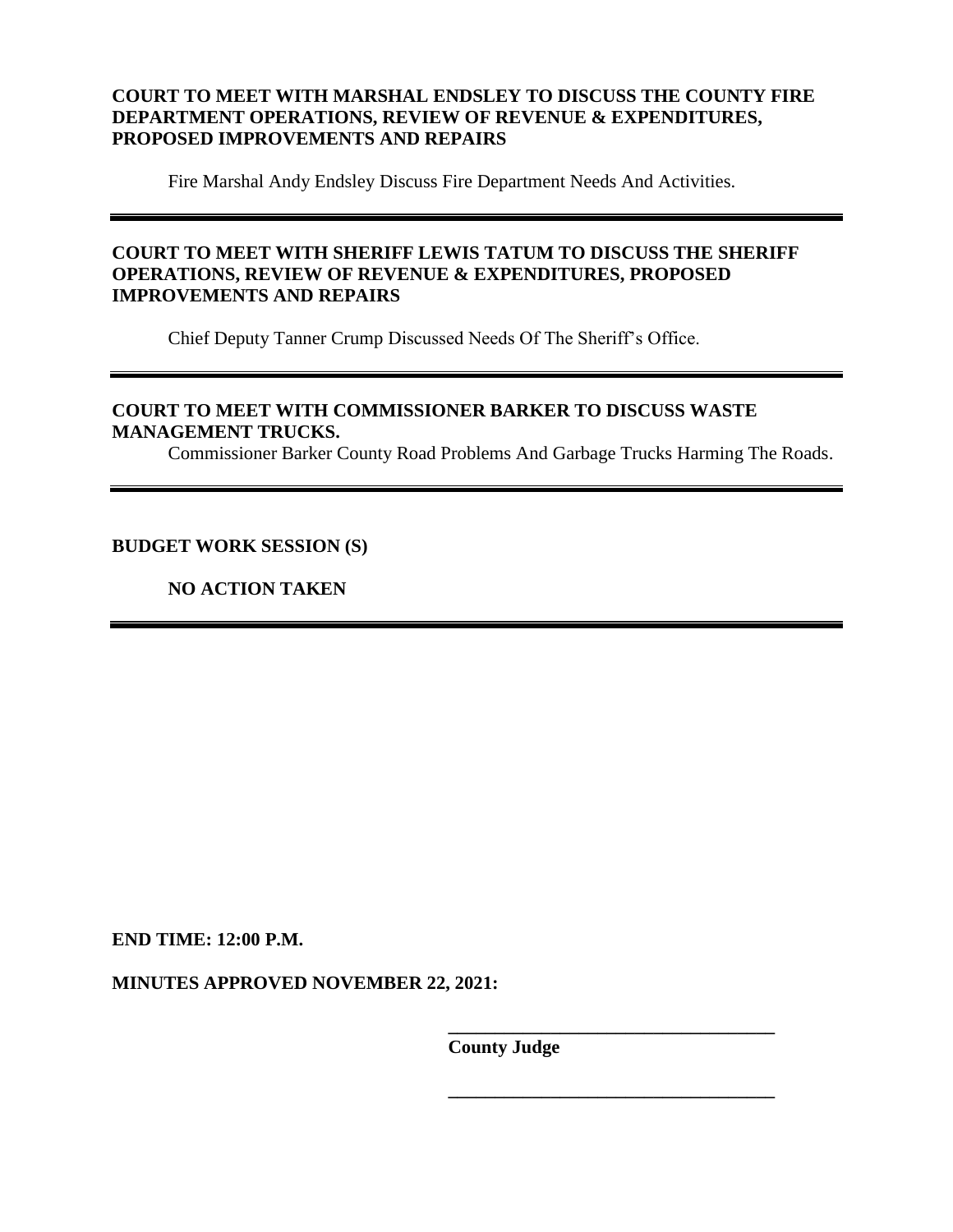**COURT TO MEET WITH MARSHAL ENDSLEY TO DISCUSS THE COUNTY FIRE DEPARTMENT OPERATIONS, REVIEW OF REVENUE & EXPENDITURES, PROPOSED IMPROVEMENTS AND REPAIRS**

Fire Marshal Andy Endsley Discuss Fire Department Needs And Activities.

---

**COURT TO MEET WITH SHERIFF LEWIS TATUM TO DISCUSS THE SHERIFF OPERATIONS, REVIEW OF REVENUE & EXPENDITURES, PROPOSED IMPROVEMENTS AND REPAIRS**

Chief Deputy Tanner Crump Discussed Needs Of The Sheriff's Office.

---

**COURT TO MEET WITH COMMISSIONER BARKER TO DISCUSS WASTE MANAGEMENT TRUCKS.**

Commissioner Barker County Road Problems And Garbage Trucks Harming The Roads.

---

**BUDGET WORK SESSION (S)**

**NO ACTION TAKEN**

---

**END TIME: 12:00 P.M.**

**MINUTES APPROVED NOVEMBER 22, 2021:**

\_\_\_\_\_\_\_\_\_\_\_\_\_\_\_\_\_\_\_\_\_\_\_\_\_\_\_\_\_\_\_\_\_\_\_\_

**County Judge**

\_\_\_\_\_\_\_\_\_\_\_\_\_\_\_\_\_\_\_\_\_\_\_\_\_\_\_\_\_\_\_\_\_\_\_\_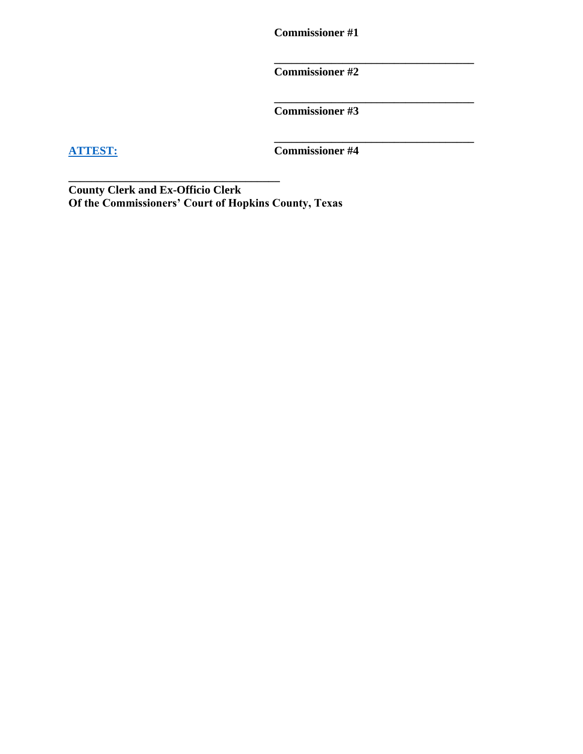**Commissioner #1**

\_\_\_\_\_\_\_\_\_\_\_\_\_\_\_\_\_\_\_\_\_\_\_\_\_\_\_\_\_\_\_\_\_\_\_

**Commissioner #2**

\_\_\_\_\_\_\_\_\_\_\_\_\_\_\_\_\_\_\_\_\_\_\_\_\_\_\_\_\_\_\_\_\_\_\_

**Commissioner #3**

\_\_\_\_\_\_\_\_\_\_\_\_\_\_\_\_\_\_\_\_\_\_\_\_\_\_\_\_\_\_\_\_\_\_\_

**Commissioner #4**

**ATTEST:**

\_\_\_\_\_\_\_\_\_\_\_\_\_\_\_\_\_\_\_\_\_\_\_\_\_\_\_\_\_\_\_\_\_\_\_

**County Clerk and Ex-Officio Clerk**
**Of the Commissioners' Court of Hopkins County, Texas**